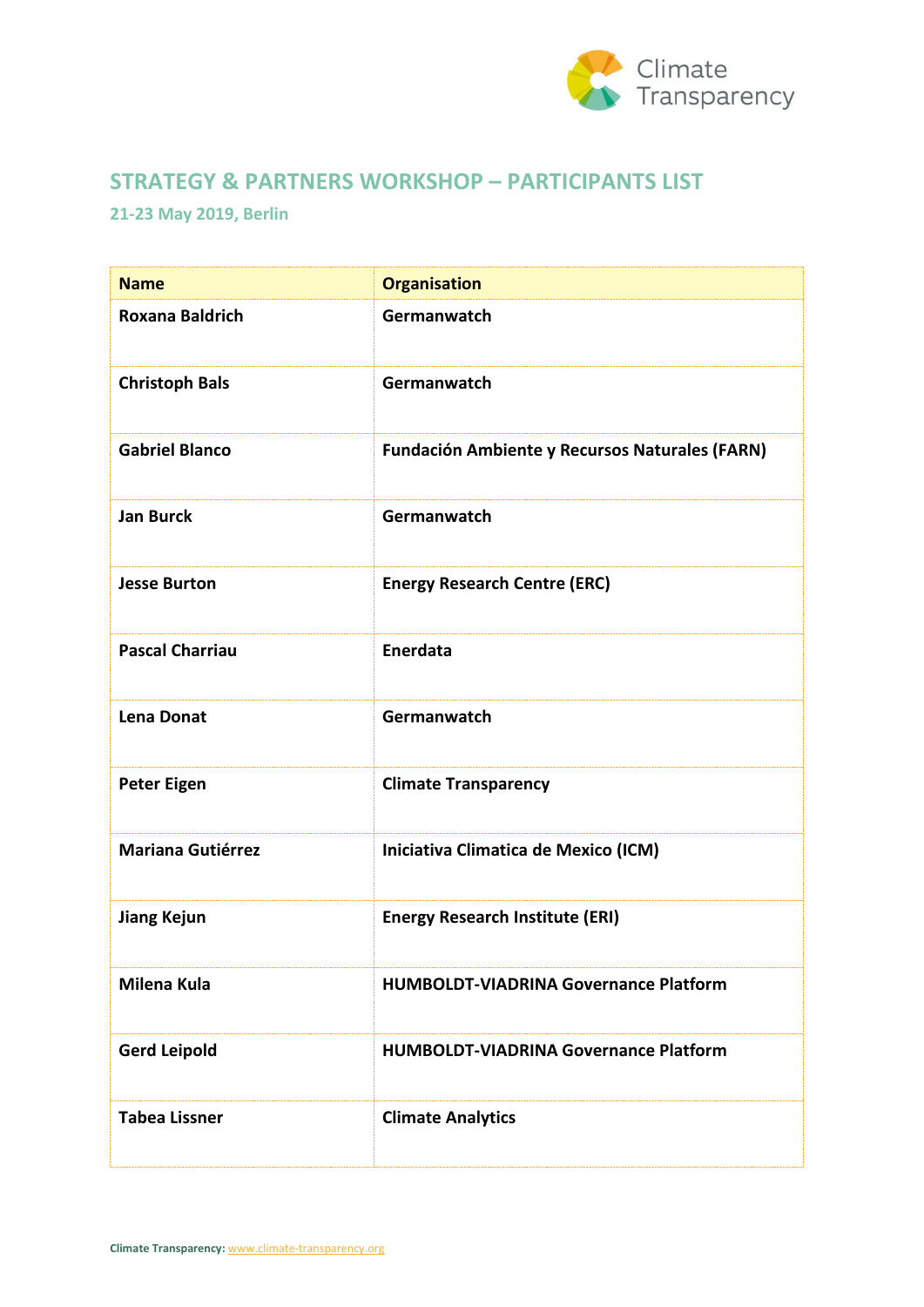Climate Transparency

## STRATEGY & PARTNERS WORKSHOP – PARTICIPANTS LIST

### 21-23 May 2019, Berlin

| Name | Organisation |
|---|---|
| **Roxana Baldrich** | **Germanwatch** |
| **Christoph Bals** | **Germanwatch** |
| **Gabriel Blanco** | **Fundación Ambiente y Recursos Naturales (FARN)** |
| **Jan Burck** | **Germanwatch** |
| **Jesse Burton** | **Energy Research Centre (ERC)** |
| **Pascal Charriau** | **Enerdata** |
| **Lena Donat** | **Germanwatch** |
| **Peter Eigen** | **Climate Transparency** |
| **Mariana Gutiérrez** | **Iniciativa Climatica de Mexico (ICM)** |
| **Jiang Kejun** | **Energy Research Institute (ERI)** |
| **Milena Kula** | **HUMBOLDT-VIADRINA Governance Platform** |
| **Gerd Leipold** | **HUMBOLDT-VIADRINA Governance Platform** |
| **Tabea Lissner** | **Climate Analytics** |

**Climate Transparency:** www.climate-transparency.org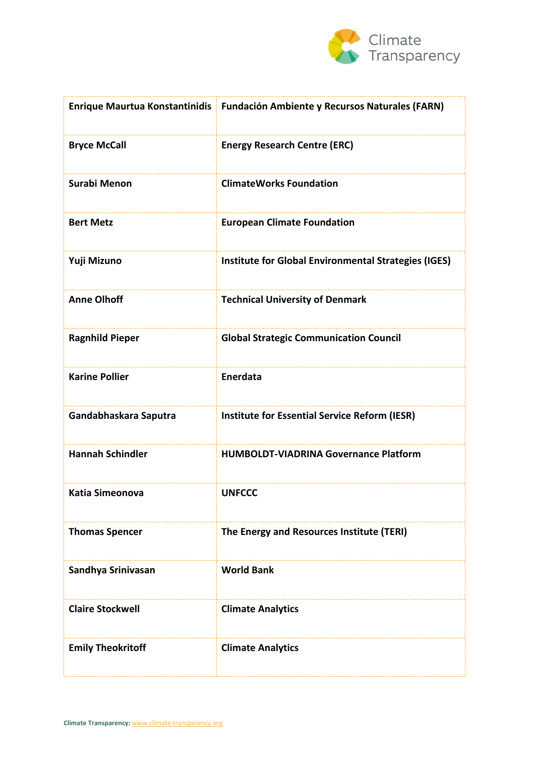| Enrique Maurtua Konstantinidis | Fundación Ambiente y Recursos Naturales (FARN) |
|---|---|
| Bryce McCall | Energy Research Centre (ERC) |
| Surabi Menon | ClimateWorks Foundation |
| Bert Metz | European Climate Foundation |
| Yuji Mizuno | Institute for Global Environmental Strategies (IGES) |
| Anne Olhoff | Technical University of Denmark |
| Ragnhild Pieper | Global Strategic Communication Council |
| Karine Pollier | Enerdata |
| Gandabhaskara Saputra | Institute for Essential Service Reform (IESR) |
| Hannah Schindler | HUMBOLDT-VIADRINA Governance Platform |
| Katia Simeonova | UNFCCC |
| Thomas Spencer | The Energy and Resources Institute (TERI) |
| Sandhya Srinivasan | World Bank |
| Claire Stockwell | Climate Analytics |
| Emily Theokritoff | Climate Analytics |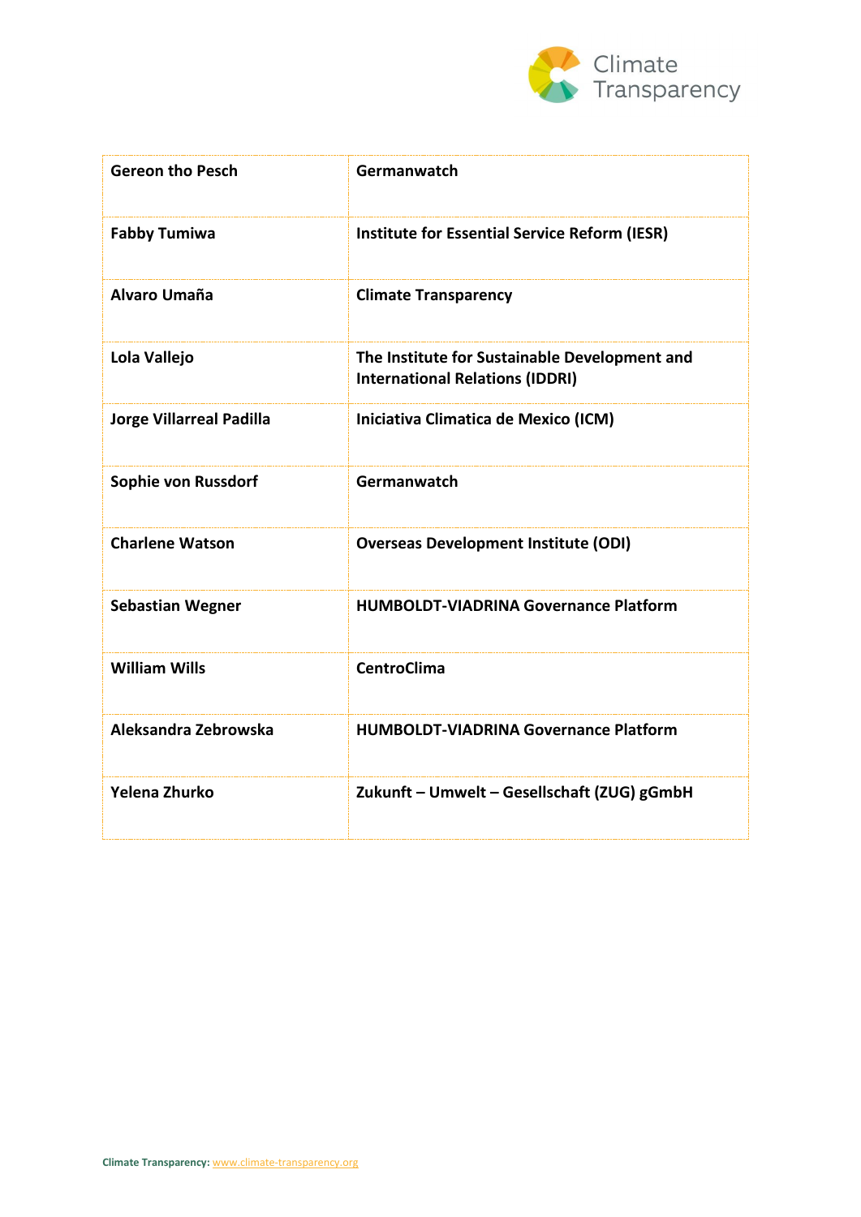| | |
|---|---|
| **Gereon tho Pesch** | **Germanwatch** |
| **Fabby Tumiwa** | **Institute for Essential Service Reform (IESR)** |
| **Alvaro Umaña** | **Climate Transparency** |
| **Lola Vallejo** | **The Institute for Sustainable Development and International Relations (IDDRI)** |
| **Jorge Villarreal Padilla** | **Iniciativa Climatica de Mexico (ICM)** |
| **Sophie von Russdorf** | **Germanwatch** |
| **Charlene Watson** | **Overseas Development Institute (ODI)** |
| **Sebastian Wegner** | **HUMBOLDT-VIADRINA Governance Platform** |
| **William Wills** | **CentroClima** |
| **Aleksandra Zebrowska** | **HUMBOLDT-VIADRINA Governance Platform** |
| **Yelena Zhurko** | **Zukunft – Umwelt – Gesellschaft (ZUG) gGmbH** |